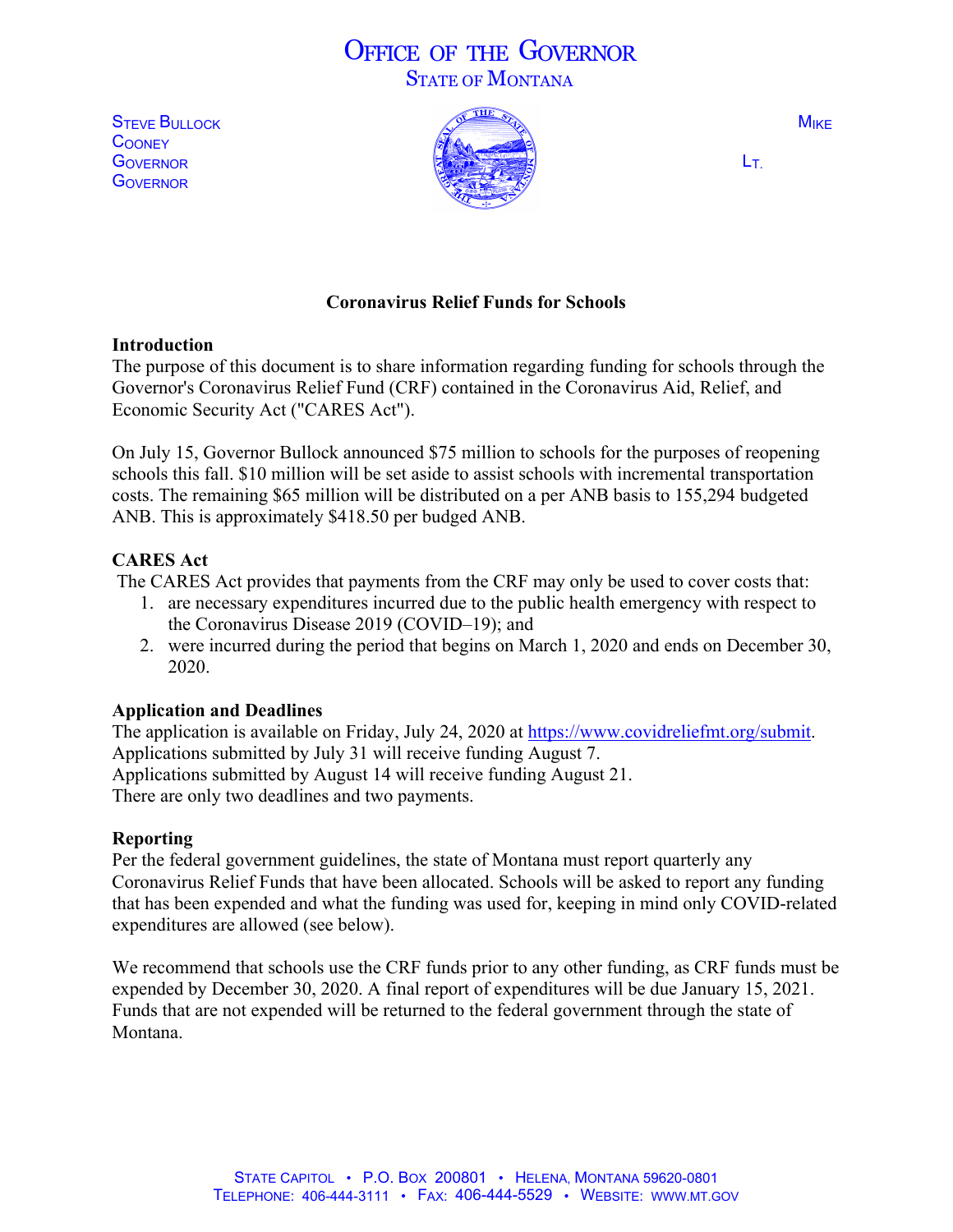# Office of the Governor
## State of Montana

Steve Bullock
Cooney
Governor
Governor

Mike

Lt.

### Coronavirus Relief Funds for Schools

**Introduction**
The purpose of this document is to share information regarding funding for schools through the Governor's Coronavirus Relief Fund (CRF) contained in the Coronavirus Aid, Relief, and Economic Security Act ("CARES Act").

On July 15, Governor Bullock announced $75 million to schools for the purposes of reopening schools this fall. $10 million will be set aside to assist schools with incremental transportation costs. The remaining $65 million will be distributed on a per ANB basis to 155,294 budgeted ANB. This is approximately $418.50 per budged ANB.

**CARES Act**
The CARES Act provides that payments from the CRF may only be used to cover costs that:

1. are necessary expenditures incurred due to the public health emergency with respect to the Coronavirus Disease 2019 (COVID–19); and
2. were incurred during the period that begins on March 1, 2020 and ends on December 30, 2020.

**Application and Deadlines**
The application is available on Friday, July 24, 2020 at https://www.covidreliefmt.org/submit.
Applications submitted by July 31 will receive funding August 7.
Applications submitted by August 14 will receive funding August 21.
There are only two deadlines and two payments.

**Reporting**
Per the federal government guidelines, the state of Montana must report quarterly any Coronavirus Relief Funds that have been allocated. Schools will be asked to report any funding that has been expended and what the funding was used for, keeping in mind only COVID-related expenditures are allowed (see below).

We recommend that schools use the CRF funds prior to any other funding, as CRF funds must be expended by December 30, 2020. A final report of expenditures will be due January 15, 2021. Funds that are not expended will be returned to the federal government through the state of Montana.

State Capitol • P.O. Box 200801 • Helena, Montana 59620-0801
Telephone: 406-444-3111 • Fax: 406-444-5529 • Website: www.mt.gov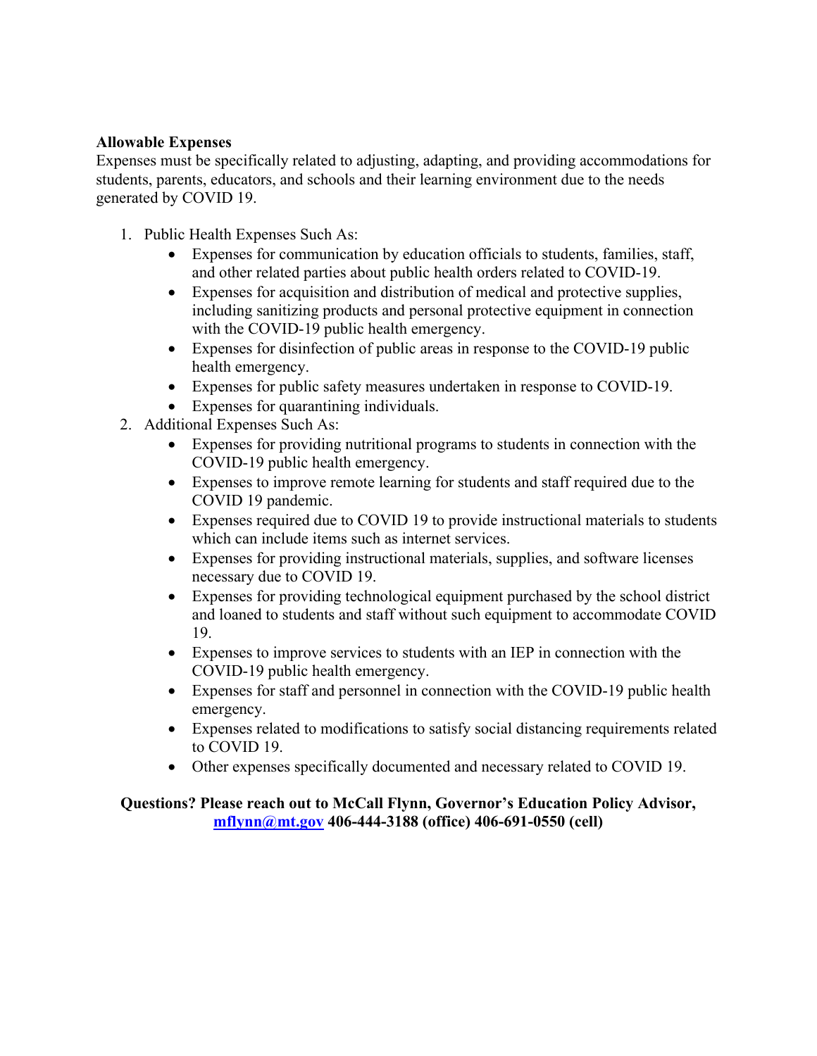**Allowable Expenses**
Expenses must be specifically related to adjusting, adapting, and providing accommodations for students, parents, educators, and schools and their learning environment due to the needs generated by COVID 19.

1. Public Health Expenses Such As:
    - Expenses for communication by education officials to students, families, staff, and other related parties about public health orders related to COVID-19.
    - Expenses for acquisition and distribution of medical and protective supplies, including sanitizing products and personal protective equipment in connection with the COVID-19 public health emergency.
    - Expenses for disinfection of public areas in response to the COVID-19 public health emergency.
    - Expenses for public safety measures undertaken in response to COVID-19.
    - Expenses for quarantining individuals.
2. Additional Expenses Such As:
    - Expenses for providing nutritional programs to students in connection with the COVID-19 public health emergency.
    - Expenses to improve remote learning for students and staff required due to the COVID 19 pandemic.
    - Expenses required due to COVID 19 to provide instructional materials to students which can include items such as internet services.
    - Expenses for providing instructional materials, supplies, and software licenses necessary due to COVID 19.
    - Expenses for providing technological equipment purchased by the school district and loaned to students and staff without such equipment to accommodate COVID 19.
    - Expenses to improve services to students with an IEP in connection with the COVID-19 public health emergency.
    - Expenses for staff and personnel in connection with the COVID-19 public health emergency.
    - Expenses related to modifications to satisfy social distancing requirements related to COVID 19.
    - Other expenses specifically documented and necessary related to COVID 19.

**Questions? Please reach out to McCall Flynn, Governor's Education Policy Advisor, [mflynn@mt.gov](mailto:mflynn@mt.gov) 406-444-3188 (office) 406-691-0550 (cell)**